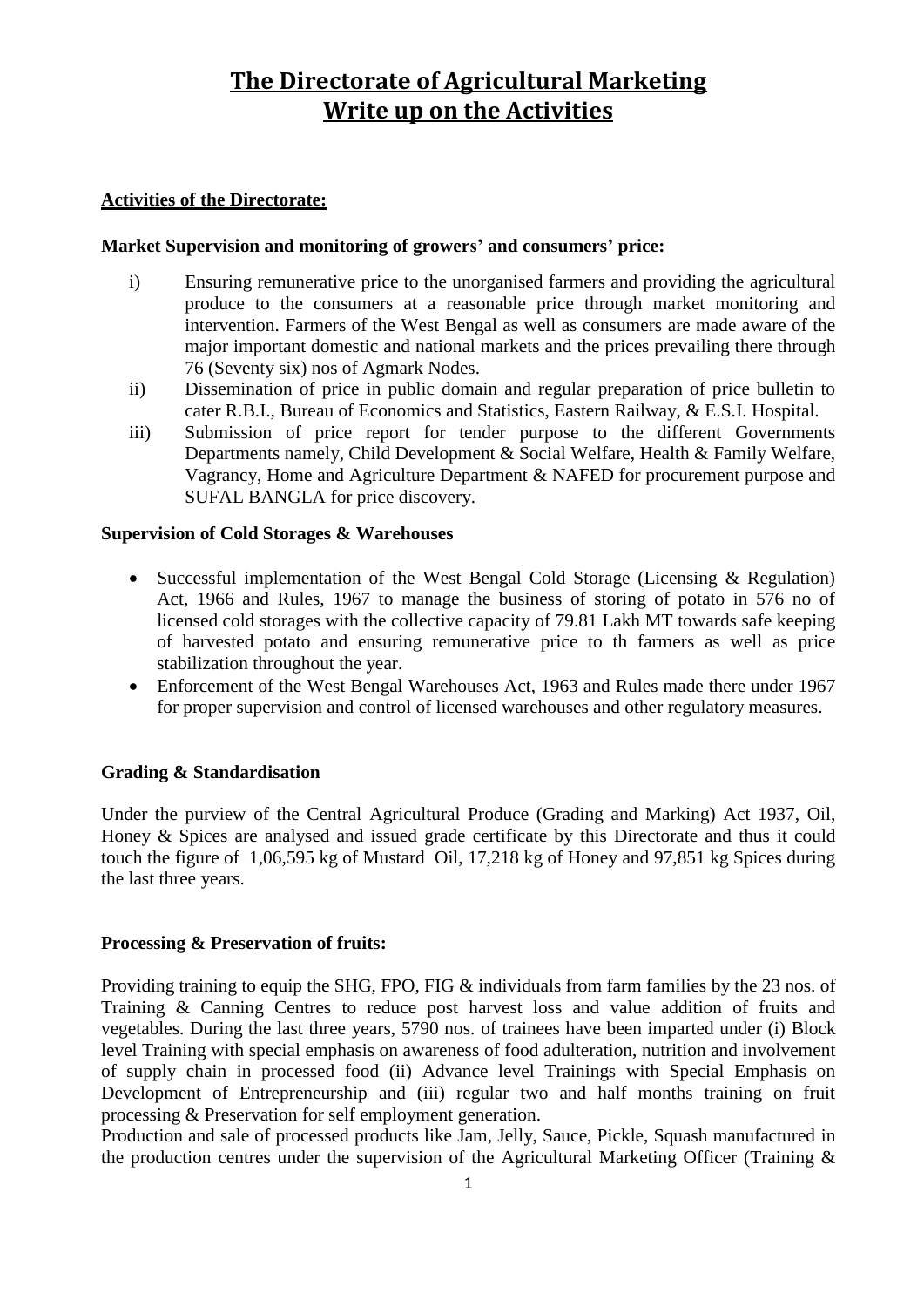# The Directorate of Agricultural Marketing
# Write up on the Activities

## Activities of the Directorate:

### Market Supervision and monitoring of growers' and consumers' price:

i) Ensuring remunerative price to the unorganised farmers and providing the agricultural produce to the consumers at a reasonable price through market monitoring and intervention. Farmers of the West Bengal as well as consumers are made aware of the major important domestic and national markets and the prices prevailing there through 76 (Seventy six) nos of Agmark Nodes.

ii) Dissemination of price in public domain and regular preparation of price bulletin to cater R.B.I., Bureau of Economics and Statistics, Eastern Railway, & E.S.I. Hospital.

iii) Submission of price report for tender purpose to the different Governments Departments namely, Child Development & Social Welfare, Health & Family Welfare, Vagrancy, Home and Agriculture Department & NAFED for procurement purpose and SUFAL BANGLA for price discovery.

### Supervision of Cold Storages & Warehouses

- Successful implementation of the West Bengal Cold Storage (Licensing & Regulation) Act, 1966 and Rules, 1967 to manage the business of storing of potato in 576 no of licensed cold storages with the collective capacity of 79.81 Lakh MT towards safe keeping of harvested potato and ensuring remunerative price to th farmers as well as price stabilization throughout the year.
- Enforcement of the West Bengal Warehouses Act, 1963 and Rules made there under 1967 for proper supervision and control of licensed warehouses and other regulatory measures.

### Grading & Standardisation

Under the purview of the Central Agricultural Produce (Grading and Marking) Act 1937, Oil, Honey & Spices are analysed and issued grade certificate by this Directorate and thus it could touch the figure of 1,06,595 kg of Mustard Oil, 17,218 kg of Honey and 97,851 kg Spices during the last three years.

### Processing & Preservation of fruits:

Providing training to equip the SHG, FPO, FIG & individuals from farm families by the 23 nos. of Training & Canning Centres to reduce post harvest loss and value addition of fruits and vegetables. During the last three years, 5790 nos. of trainees have been imparted under (i) Block level Training with special emphasis on awareness of food adulteration, nutrition and involvement of supply chain in processed food (ii) Advance level Trainings with Special Emphasis on Development of Entrepreneurship and (iii) regular two and half months training on fruit processing & Preservation for self employment generation.

Production and sale of processed products like Jam, Jelly, Sauce, Pickle, Squash manufactured in the production centres under the supervision of the Agricultural Marketing Officer (Training &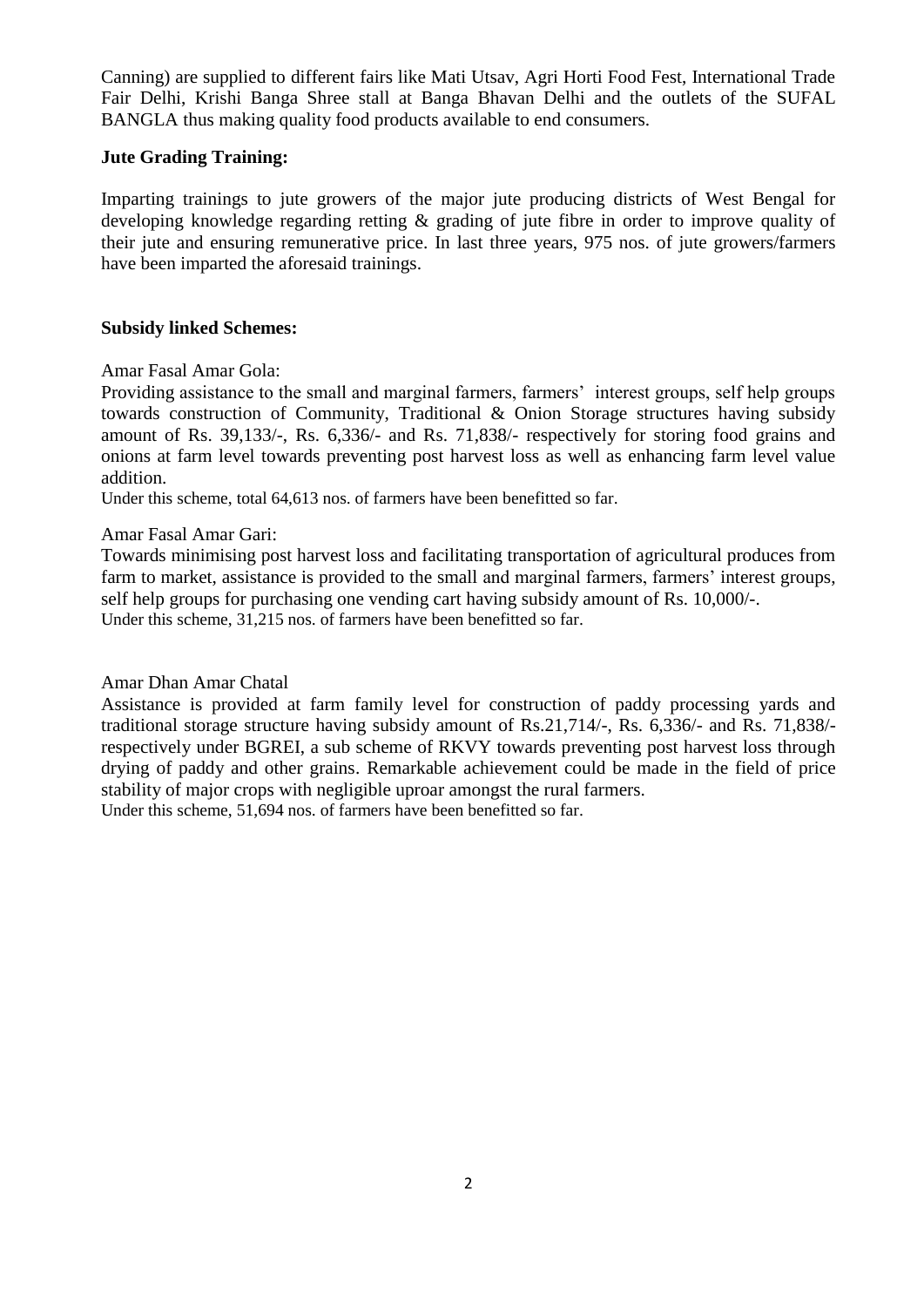Canning) are supplied to different fairs like Mati Utsav, Agri Horti Food Fest, International Trade Fair Delhi, Krishi Banga Shree stall at Banga Bhavan Delhi and the outlets of the SUFAL BANGLA thus making quality food products available to end consumers.

**Jute Grading Training:**

Imparting trainings to jute growers of the major jute producing districts of West Bengal for developing knowledge regarding retting & grading of jute fibre in order to improve quality of their jute and ensuring remunerative price. In last three years, 975 nos. of jute growers/farmers have been imparted the aforesaid trainings.

**Subsidy linked Schemes:**

Amar Fasal Amar Gola:

Providing assistance to the small and marginal farmers, farmers' interest groups, self help groups towards construction of Community, Traditional & Onion Storage structures having subsidy amount of Rs. 39,133/-, Rs. 6,336/- and Rs. 71,838/- respectively for storing food grains and onions at farm level towards preventing post harvest loss as well as enhancing farm level value addition.

Under this scheme, total 64,613 nos. of farmers have been benefitted so far.

Amar Fasal Amar Gari:

Towards minimising post harvest loss and facilitating transportation of agricultural produces from farm to market, assistance is provided to the small and marginal farmers, farmers' interest groups, self help groups for purchasing one vending cart having subsidy amount of Rs. 10,000/-.

Under this scheme, 31,215 nos. of farmers have been benefitted so far.

Amar Dhan Amar Chatal

Assistance is provided at farm family level for construction of paddy processing yards and traditional storage structure having subsidy amount of Rs.21,714/-, Rs. 6,336/- and Rs. 71,838/- respectively under BGREI, a sub scheme of RKVY towards preventing post harvest loss through drying of paddy and other grains. Remarkable achievement could be made in the field of price stability of major crops with negligible uproar amongst the rural farmers.

Under this scheme, 51,694 nos. of farmers have been benefitted so far.